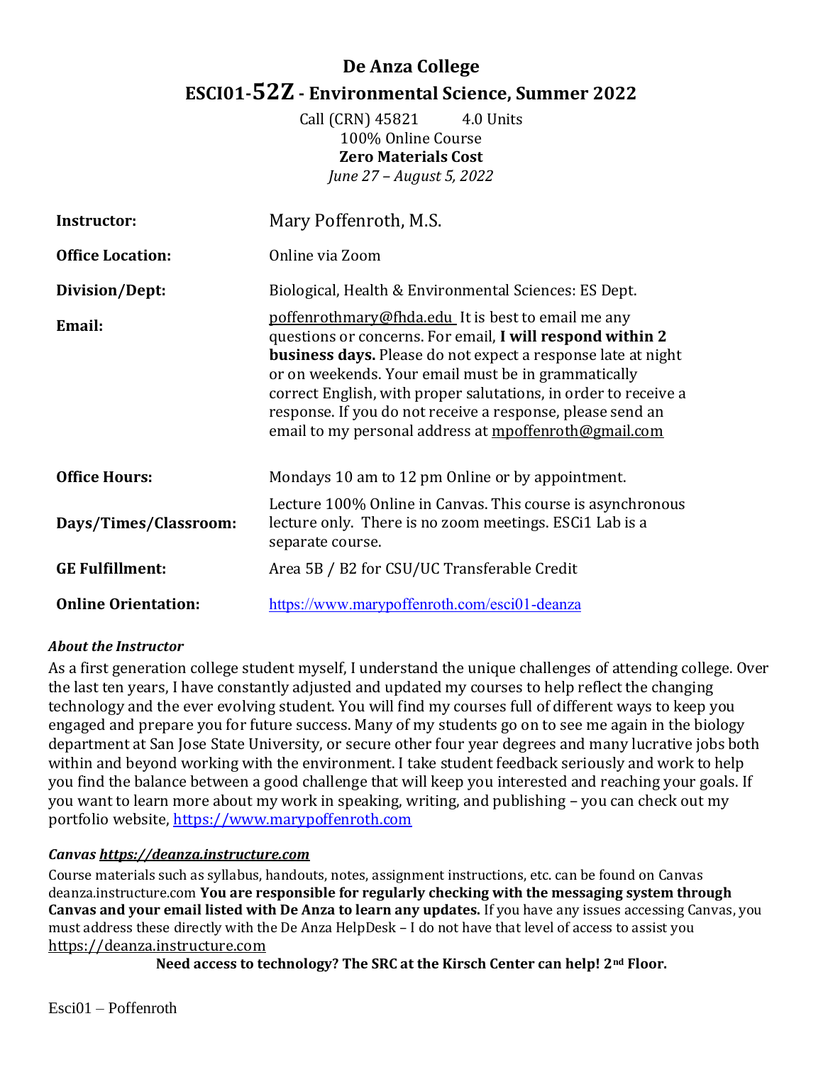# De Anza College

## ESCI01-52Z - Environmental Science, Summer 2022

Call (CRN) 45821    4.0 Units
100% Online Course
**Zero Materials Cost**
*June 27 – August 5, 2022*

| | |
|---|---|
| **Instructor:** | Mary Poffenroth, M.S. |
| **Office Location:** | Online via Zoom |
| **Division/Dept:** | Biological, Health & Environmental Sciences: ES Dept. |
| **Email:** | poffenrothmary@fhda.edu It is best to email me any questions or concerns. For email, **I will respond within 2 business days.** Please do not expect a response late at night or on weekends. Your email must be in grammatically correct English, with proper salutations, in order to receive a response. If you do not receive a response, please send an email to my personal address at mpoffenroth@gmail.com |
| **Office Hours:** | Mondays 10 am to 12 pm Online or by appointment. |
| **Days/Times/Classroom:** | Lecture 100% Online in Canvas. This course is asynchronous lecture only. There is no zoom meetings. ESCi1 Lab is a separate course. |
| **GE Fulfillment:** | Area 5B / B2 for CSU/UC Transferable Credit |
| **Online Orientation:** | https://www.marypoffenroth.com/esci01-deanza |

### *About the Instructor*

As a first generation college student myself, I understand the unique challenges of attending college. Over the last ten years, I have constantly adjusted and updated my courses to help reflect the changing technology and the ever evolving student. You will find my courses full of different ways to keep you engaged and prepare you for future success. Many of my students go on to see me again in the biology department at San Jose State University, or secure other four year degrees and many lucrative jobs both within and beyond working with the environment. I take student feedback seriously and work to help you find the balance between a good challenge that will keep you interested and reaching your goals. If you want to learn more about my work in speaking, writing, and publishing – you can check out my portfolio website, https://www.marypoffenroth.com

### *Canvas https://deanza.instructure.com*

Course materials such as syllabus, handouts, notes, assignment instructions, etc. can be found on Canvas deanza.instructure.com **You are responsible for regularly checking with the messaging system through Canvas and your email listed with De Anza to learn any updates.** If you have any issues accessing Canvas, you must address these directly with the De Anza HelpDesk – I do not have that level of access to assist you https://deanza.instructure.com

**Need access to technology? The SRC at the Kirsch Center can help! 2nd Floor.**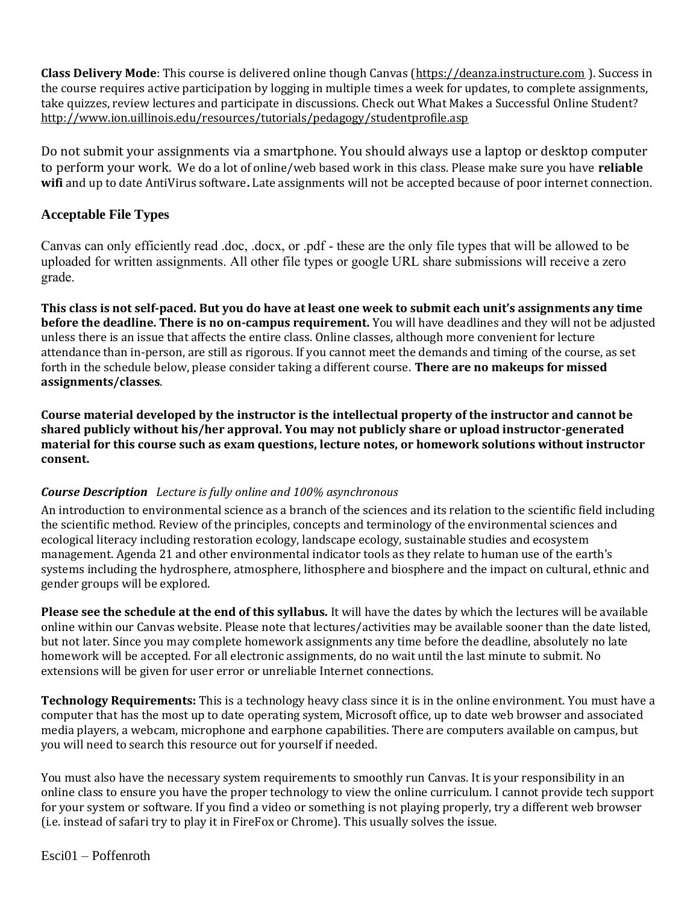**Class Delivery Mode**: This course is delivered online though Canvas (https://deanza.instructure.com ). Success in the course requires active participation by logging in multiple times a week for updates, to complete assignments, take quizzes, review lectures and participate in discussions. Check out What Makes a Successful Online Student? http://www.ion.uillinois.edu/resources/tutorials/pedagogy/studentprofile.asp

Do not submit your assignments via a smartphone. You should always use a laptop or desktop computer to perform your work. We do a lot of online/web based work in this class. Please make sure you have **reliable wifi** and up to date AntiVirus software**.** Late assignments will not be accepted because of poor internet connection.

### Acceptable File Types

Canvas can only efficiently read .doc, .docx, or .pdf - these are the only file types that will be allowed to be uploaded for written assignments. All other file types or google URL share submissions will receive a zero grade.

**This class is not self-paced. But you do have at least one week to submit each unit's assignments any time before the deadline. There is no on-campus requirement.** You will have deadlines and they will not be adjusted unless there is an issue that affects the entire class. Online classes, although more convenient for lecture attendance than in-person, are still as rigorous. If you cannot meet the demands and timing of the course, as set forth in the schedule below, please consider taking a different course. **There are no makeups for missed assignments/classes**.

**Course material developed by the instructor is the intellectual property of the instructor and cannot be shared publicly without his/her approval. You may not publicly share or upload instructor-generated material for this course such as exam questions, lecture notes, or homework solutions without instructor consent.**

***Course Description*** *Lecture is fully online and 100% asynchronous*

An introduction to environmental science as a branch of the sciences and its relation to the scientific field including the scientific method. Review of the principles, concepts and terminology of the environmental sciences and ecological literacy including restoration ecology, landscape ecology, sustainable studies and ecosystem management. Agenda 21 and other environmental indicator tools as they relate to human use of the earth's systems including the hydrosphere, atmosphere, lithosphere and biosphere and the impact on cultural, ethnic and gender groups will be explored.

**Please see the schedule at the end of this syllabus.** It will have the dates by which the lectures will be available online within our Canvas website. Please note that lectures/activities may be available sooner than the date listed, but not later. Since you may complete homework assignments any time before the deadline, absolutely no late homework will be accepted. For all electronic assignments, do no wait until the last minute to submit. No extensions will be given for user error or unreliable Internet connections.

**Technology Requirements:** This is a technology heavy class since it is in the online environment. You must have a computer that has the most up to date operating system, Microsoft office, up to date web browser and associated media players, a webcam, microphone and earphone capabilities. There are computers available on campus, but you will need to search this resource out for yourself if needed.

You must also have the necessary system requirements to smoothly run Canvas. It is your responsibility in an online class to ensure you have the proper technology to view the online curriculum. I cannot provide tech support for your system or software. If you find a video or something is not playing properly, try a different web browser (i.e. instead of safari try to play it in FireFox or Chrome). This usually solves the issue.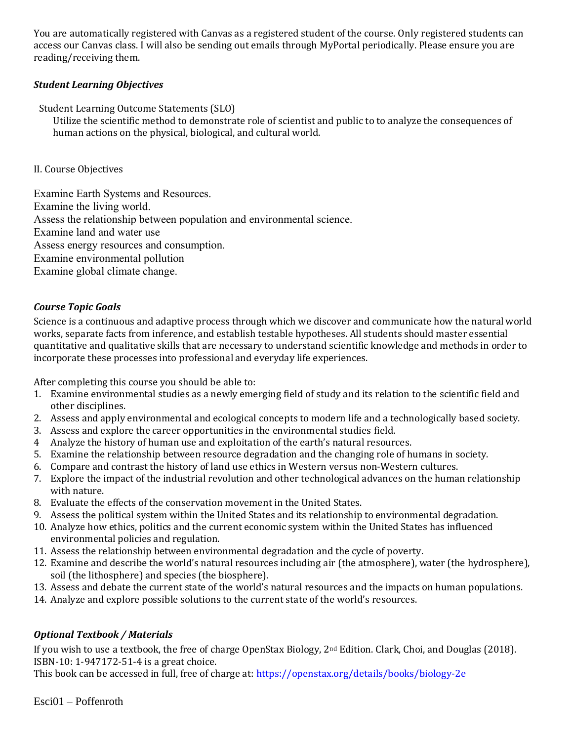You are automatically registered with Canvas as a registered student of the course. Only registered students can access our Canvas class. I will also be sending out emails through MyPortal periodically. Please ensure you are reading/receiving them.

### *Student Learning Objectives*

Student Learning Outcome Statements (SLO)

Utilize the scientific method to demonstrate role of scientist and public to to analyze the consequences of human actions on the physical, biological, and cultural world.

II. Course Objectives

Examine Earth Systems and Resources.
Examine the living world.
Assess the relationship between population and environmental science.
Examine land and water use
Assess energy resources and consumption.
Examine environmental pollution
Examine global climate change.

### *Course Topic Goals*

Science is a continuous and adaptive process through which we discover and communicate how the natural world works, separate facts from inference, and establish testable hypotheses. All students should master essential quantitative and qualitative skills that are necessary to understand scientific knowledge and methods in order to incorporate these processes into professional and everyday life experiences.

After completing this course you should be able to:

1. Examine environmental studies as a newly emerging field of study and its relation to the scientific field and other disciplines.
2. Assess and apply environmental and ecological concepts to modern life and a technologically based society.
3. Assess and explore the career opportunities in the environmental studies field.
4. Analyze the history of human use and exploitation of the earth's natural resources.
5. Examine the relationship between resource degradation and the changing role of humans in society.
6. Compare and contrast the history of land use ethics in Western versus non-Western cultures.
7. Explore the impact of the industrial revolution and other technological advances on the human relationship with nature.
8. Evaluate the effects of the conservation movement in the United States.
9. Assess the political system within the United States and its relationship to environmental degradation.
10. Analyze how ethics, politics and the current economic system within the United States has influenced environmental policies and regulation.
11. Assess the relationship between environmental degradation and the cycle of poverty.
12. Examine and describe the world's natural resources including air (the atmosphere), water (the hydrosphere), soil (the lithosphere) and species (the biosphere).
13. Assess and debate the current state of the world's natural resources and the impacts on human populations.
14. Analyze and explore possible solutions to the current state of the world's resources.

### *Optional Textbook / Materials*

If you wish to use a textbook, the free of charge OpenStax Biology, 2nd Edition. Clark, Choi, and Douglas (2018). ISBN-10: 1-947172-51-4 is a great choice.
This book can be accessed in full, free of charge at: [https://openstax.org/details/books/biology-2e](https://openstax.org/details/books/biology-2e)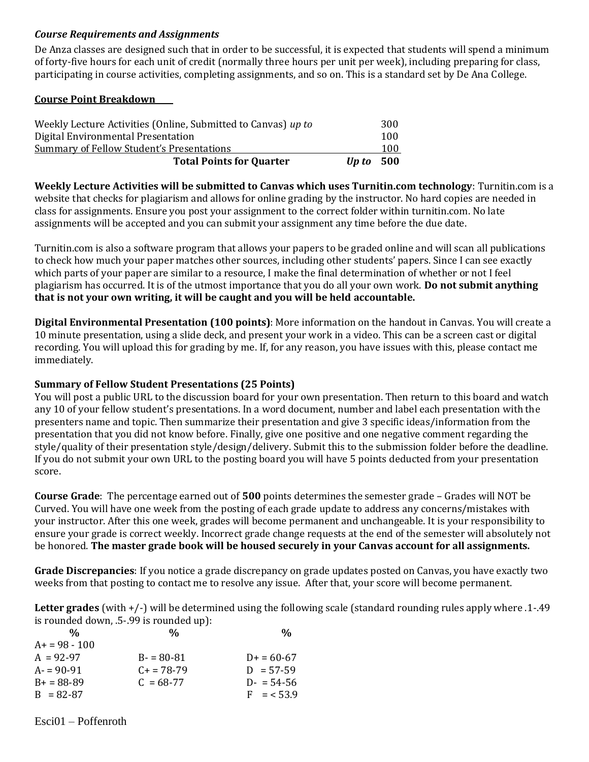***Course Requirements and Assignments***

De Anza classes are designed such that in order to be successful, it is expected that students will spend a minimum of forty-five hours for each unit of credit (normally three hours per unit per week), including preparing for class, participating in course activities, completing assignments, and so on. This is a standard set by De Ana College.

**Course Point Breakdown**

| | |
|---|---|
| Weekly Lecture Activities (Online, Submitted to Canvas) *up to* | 300 |
| Digital Environmental Presentation | 100 |
| Summary of Fellow Student's Presentations | 100 |
| **Total Points for Quarter** | ***Up to*** **500** |

**Weekly Lecture Activities will be submitted to Canvas which uses Turnitin.com technology**: Turnitin.com is a website that checks for plagiarism and allows for online grading by the instructor. No hard copies are needed in class for assignments. Ensure you post your assignment to the correct folder within turnitin.com. No late assignments will be accepted and you can submit your assignment any time before the due date.

Turnitin.com is also a software program that allows your papers to be graded online and will scan all publications to check how much your paper matches other sources, including other students' papers. Since I can see exactly which parts of your paper are similar to a resource, I make the final determination of whether or not I feel plagiarism has occurred. It is of the utmost importance that you do all your own work. **Do not submit anything that is not your own writing, it will be caught and you will be held accountable.**

**Digital Environmental Presentation (100 points)**: More information on the handout in Canvas. You will create a 10 minute presentation, using a slide deck, and present your work in a video. This can be a screen cast or digital recording. You will upload this for grading by me. If, for any reason, you have issues with this, please contact me immediately.

**Summary of Fellow Student Presentations (25 Points)**

You will post a public URL to the discussion board for your own presentation. Then return to this board and watch any 10 of your fellow student's presentations. In a word document, number and label each presentation with the presenters name and topic. Then summarize their presentation and give 3 specific ideas/information from the presentation that you did not know before. Finally, give one positive and one negative comment regarding the style/quality of their presentation style/design/delivery. Submit this to the submission folder before the deadline. If you do not submit your own URL to the posting board you will have 5 points deducted from your presentation score.

**Course Grade**: The percentage earned out of **500** points determines the semester grade – Grades will NOT be Curved. You will have one week from the posting of each grade update to address any concerns/mistakes with your instructor. After this one week, grades will become permanent and unchangeable. It is your responsibility to ensure your grade is correct weekly. Incorrect grade change requests at the end of the semester will absolutely not be honored. **The master grade book will be housed securely in your Canvas account for all assignments.**

**Grade Discrepancies**: If you notice a grade discrepancy on grade updates posted on Canvas, you have exactly two weeks from that posting to contact me to resolve any issue. After that, your score will become permanent.

**Letter grades** (with +/-) will be determined using the following scale (standard rounding rules apply where .1-.49 is rounded down, .5-.99 is rounded up):

| % | % | % |
|---|---|---|
| A+ = 98 - 100 | | |
| A = 92-97 | B- = 80-81 | D+ = 60-67 |
| A- = 90-91 | C+ = 78-79 | D = 57-59 |
| B+ = 88-89 | C = 68-77 | D- = 54-56 |
| B = 82-87 | | F = < 53.9 |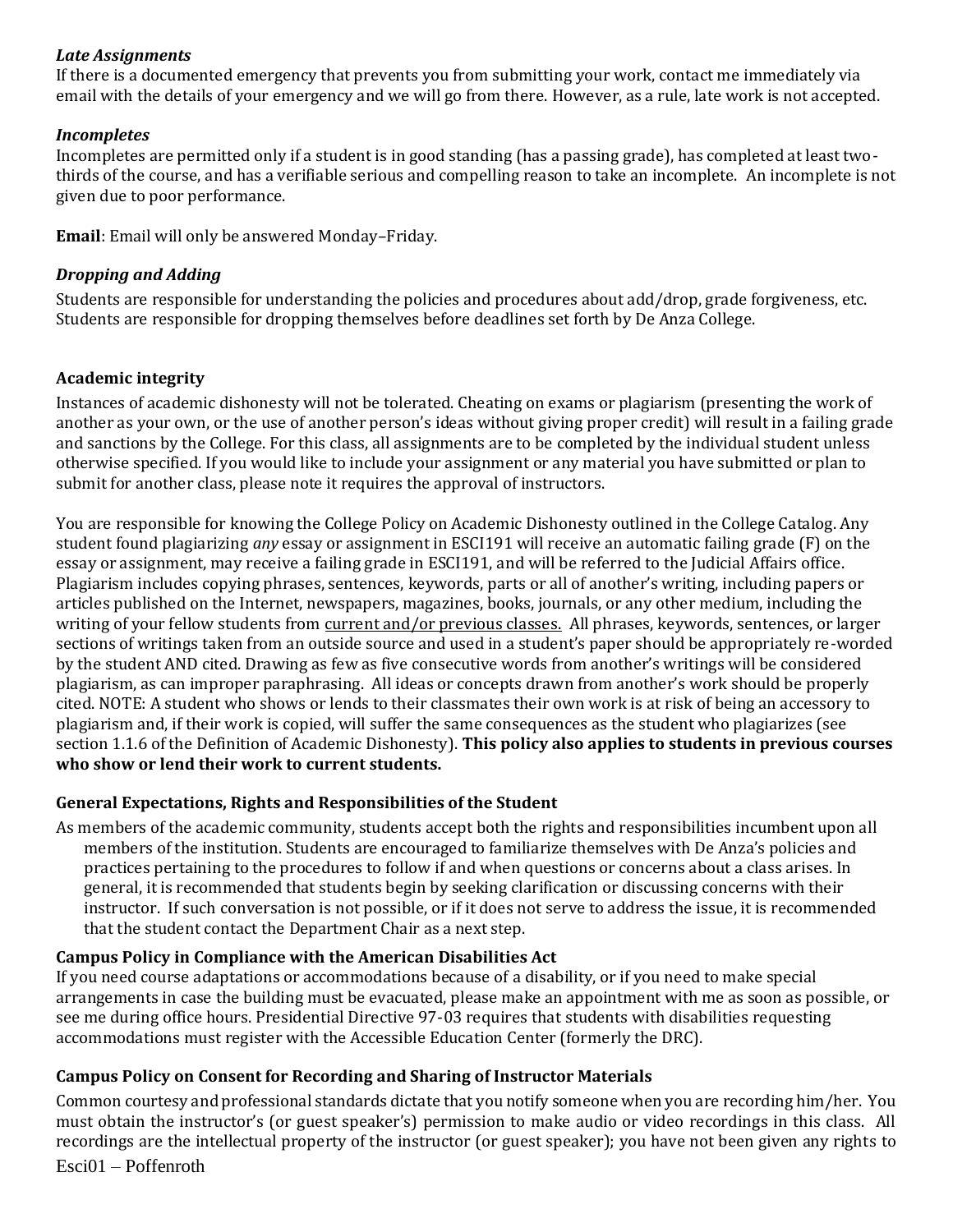### *Late Assignments*

If there is a documented emergency that prevents you from submitting your work, contact me immediately via email with the details of your emergency and we will go from there. However, as a rule, late work is not accepted.

### *Incompletes*

Incompletes are permitted only if a student is in good standing (has a passing grade), has completed at least two-thirds of the course, and has a verifiable serious and compelling reason to take an incomplete. An incomplete is not given due to poor performance.

**Email**: Email will only be answered Monday–Friday.

### *Dropping and Adding*

Students are responsible for understanding the policies and procedures about add/drop, grade forgiveness, etc. Students are responsible for dropping themselves before deadlines set forth by De Anza College.

### Academic integrity

Instances of academic dishonesty will not be tolerated. Cheating on exams or plagiarism (presenting the work of another as your own, or the use of another person's ideas without giving proper credit) will result in a failing grade and sanctions by the College. For this class, all assignments are to be completed by the individual student unless otherwise specified. If you would like to include your assignment or any material you have submitted or plan to submit for another class, please note it requires the approval of instructors.

You are responsible for knowing the College Policy on Academic Dishonesty outlined in the College Catalog. Any student found plagiarizing *any* essay or assignment in ESCI191 will receive an automatic failing grade (F) on the essay or assignment, may receive a failing grade in ESCI191, and will be referred to the Judicial Affairs office. Plagiarism includes copying phrases, sentences, keywords, parts or all of another's writing, including papers or articles published on the Internet, newspapers, magazines, books, journals, or any other medium, including the writing of your fellow students from current and/or previous classes. All phrases, keywords, sentences, or larger sections of writings taken from an outside source and used in a student's paper should be appropriately re-worded by the student AND cited. Drawing as few as five consecutive words from another's writings will be considered plagiarism, as can improper paraphrasing. All ideas or concepts drawn from another's work should be properly cited. NOTE: A student who shows or lends to their classmates their own work is at risk of being an accessory to plagiarism and, if their work is copied, will suffer the same consequences as the student who plagiarizes (see section 1.1.6 of the Definition of Academic Dishonesty). **This policy also applies to students in previous courses who show or lend their work to current students.**

### General Expectations, Rights and Responsibilities of the Student

As members of the academic community, students accept both the rights and responsibilities incumbent upon all members of the institution. Students are encouraged to familiarize themselves with De Anza's policies and practices pertaining to the procedures to follow if and when questions or concerns about a class arises. In general, it is recommended that students begin by seeking clarification or discussing concerns with their instructor. If such conversation is not possible, or if it does not serve to address the issue, it is recommended that the student contact the Department Chair as a next step.

### Campus Policy in Compliance with the American Disabilities Act

If you need course adaptations or accommodations because of a disability, or if you need to make special arrangements in case the building must be evacuated, please make an appointment with me as soon as possible, or see me during office hours. Presidential Directive 97-03 requires that students with disabilities requesting accommodations must register with the Accessible Education Center (formerly the DRC).

### Campus Policy on Consent for Recording and Sharing of Instructor Materials

Common courtesy and professional standards dictate that you notify someone when you are recording him/her. You must obtain the instructor's (or guest speaker's) permission to make audio or video recordings in this class. All recordings are the intellectual property of the instructor (or guest speaker); you have not been given any rights to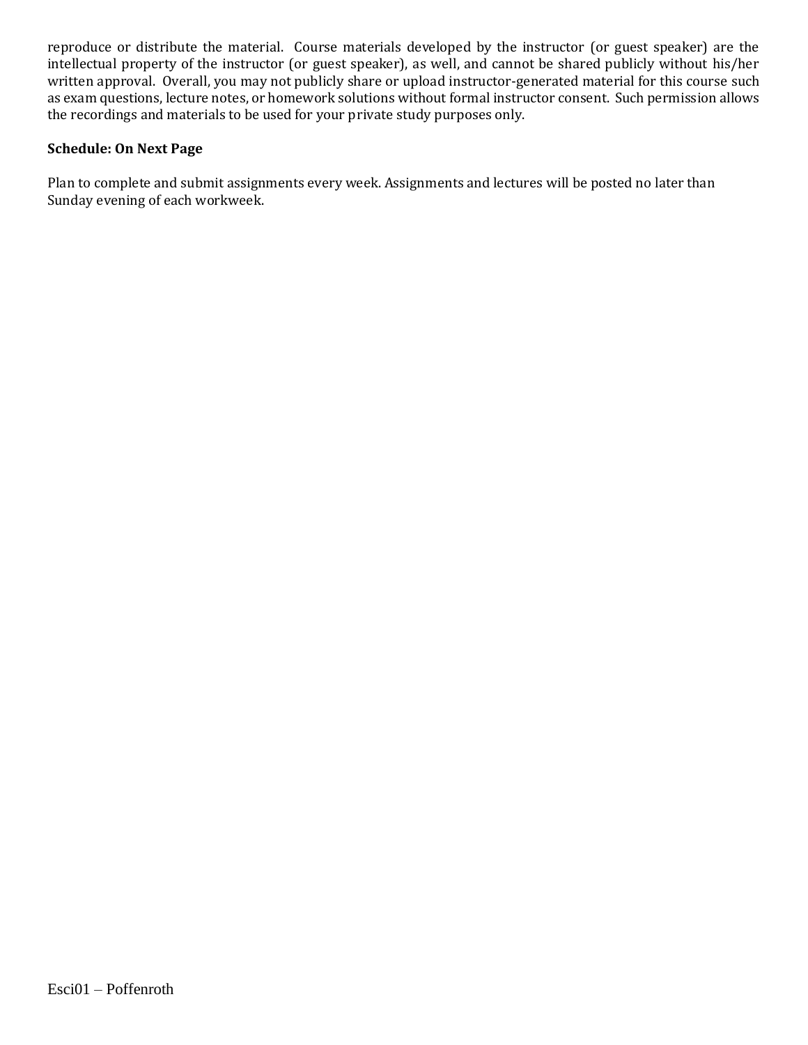reproduce or distribute the material. Course materials developed by the instructor (or guest speaker) are the intellectual property of the instructor (or guest speaker), as well, and cannot be shared publicly without his/her written approval. Overall, you may not publicly share or upload instructor-generated material for this course such as exam questions, lecture notes, or homework solutions without formal instructor consent. Such permission allows the recordings and materials to be used for your private study purposes only.

**Schedule: On Next Page**

Plan to complete and submit assignments every week. Assignments and lectures will be posted no later than Sunday evening of each workweek.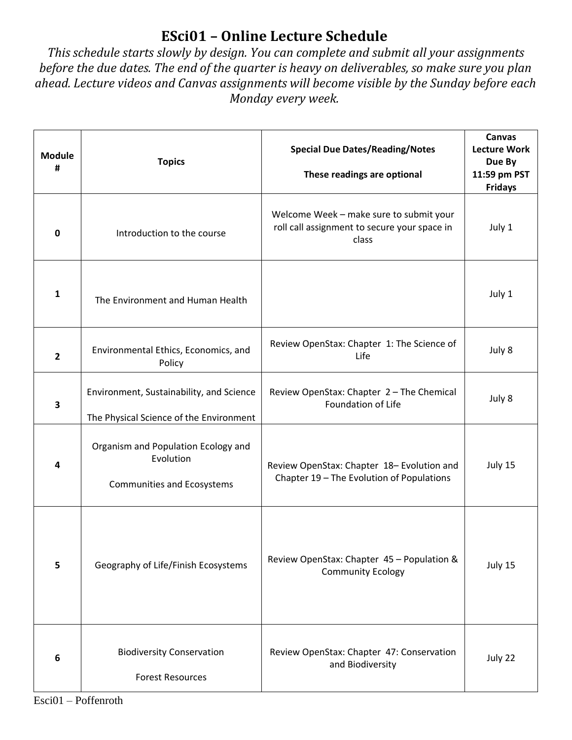# ESci01 – Online Lecture Schedule

*This schedule starts slowly by design. You can complete and submit all your assignments before the due dates. The end of the quarter is heavy on deliverables, so make sure you plan ahead. Lecture videos and Canvas assignments will become visible by the Sunday before each Monday every week.*

| Module # | Topics | Special Due Dates/Reading/Notes<br><br>These readings are optional | Canvas Lecture Work Due By 11:59 pm PST Fridays |
|---|---|---|---|
| 0 | Introduction to the course | Welcome Week – make sure to submit your roll call assignment to secure your space in class | July 1 |
| 1 | The Environment and Human Health | | July 1 |
| 2 | Environmental Ethics, Economics, and Policy | Review OpenStax: Chapter 1: The Science of Life | July 8 |
| 3 | Environment, Sustainability, and Science<br><br>The Physical Science of the Environment | Review OpenStax: Chapter 2 – The Chemical Foundation of Life | July 8 |
| 4 | Organism and Population Ecology and Evolution<br><br>Communities and Ecosystems | Review OpenStax: Chapter 18– Evolution and Chapter 19 – The Evolution of Populations | July 15 |
| 5 | Geography of Life/Finish Ecosystems | Review OpenStax: Chapter 45 – Population & Community Ecology | July 15 |
| 6 | Biodiversity Conservation<br><br>Forest Resources | Review OpenStax: Chapter 47: Conservation and Biodiversity | July 22 |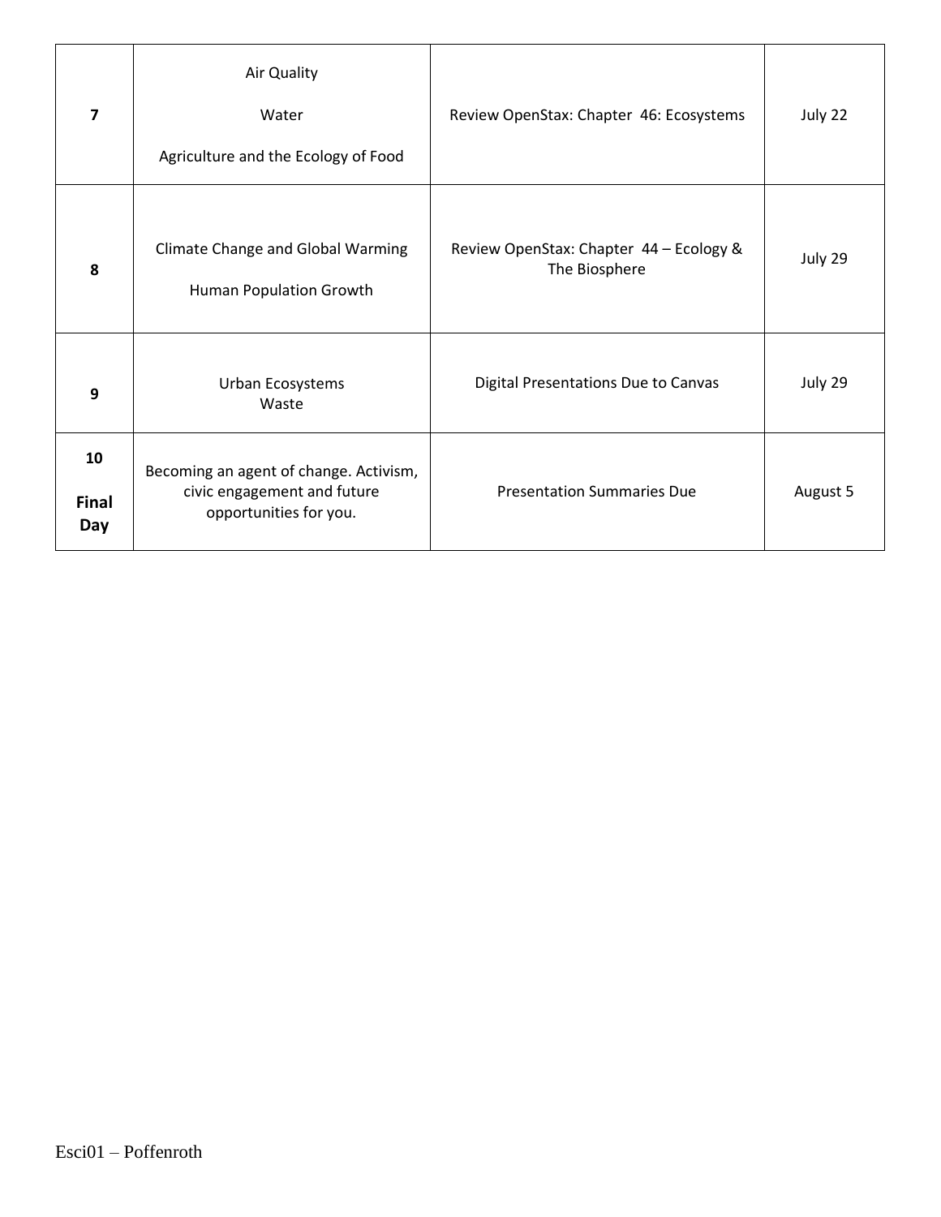| | | | |
|---|---|---|---|
| **7** | Air Quality<br><br>Water<br><br>Agriculture and the Ecology of Food | Review OpenStax: Chapter 46: Ecosystems | July 22 |
| **8** | Climate Change and Global Warming<br><br>Human Population Growth | Review OpenStax: Chapter 44 – Ecology & The Biosphere | July 29 |
| **9** | Urban Ecosystems<br>Waste | Digital Presentations Due to Canvas | July 29 |
| **10**<br><br>**Final Day** | Becoming an agent of change. Activism, civic engagement and future opportunities for you. | Presentation Summaries Due | August 5 |